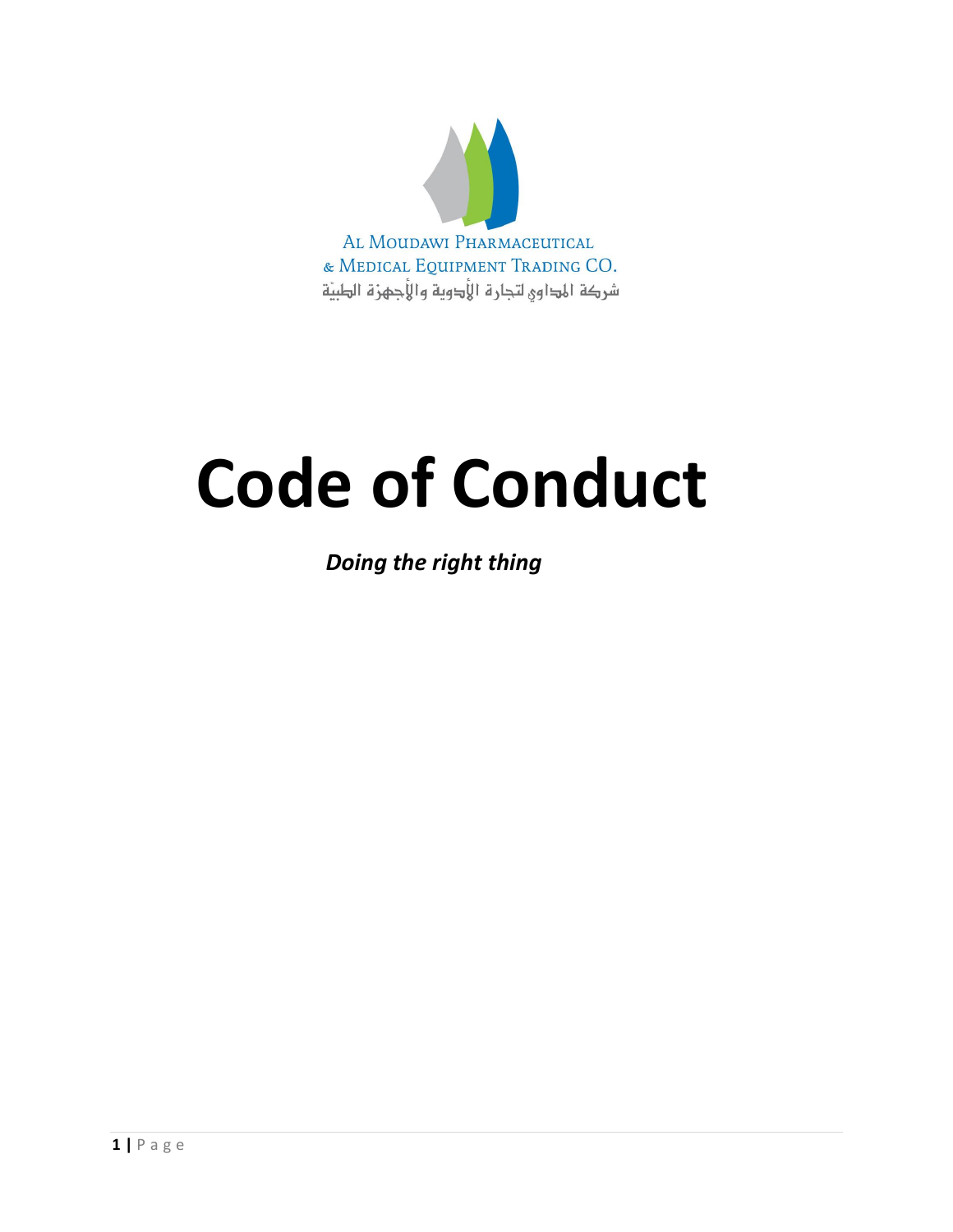AL MOUDAWI PHARMACEUTICAL
& MEDICAL EQUIPMENT TRADING CO.
شركة المداوي لتجارة الأدوية والأجهزة الطبيّة

# Code of Conduct

***Doing the right thing***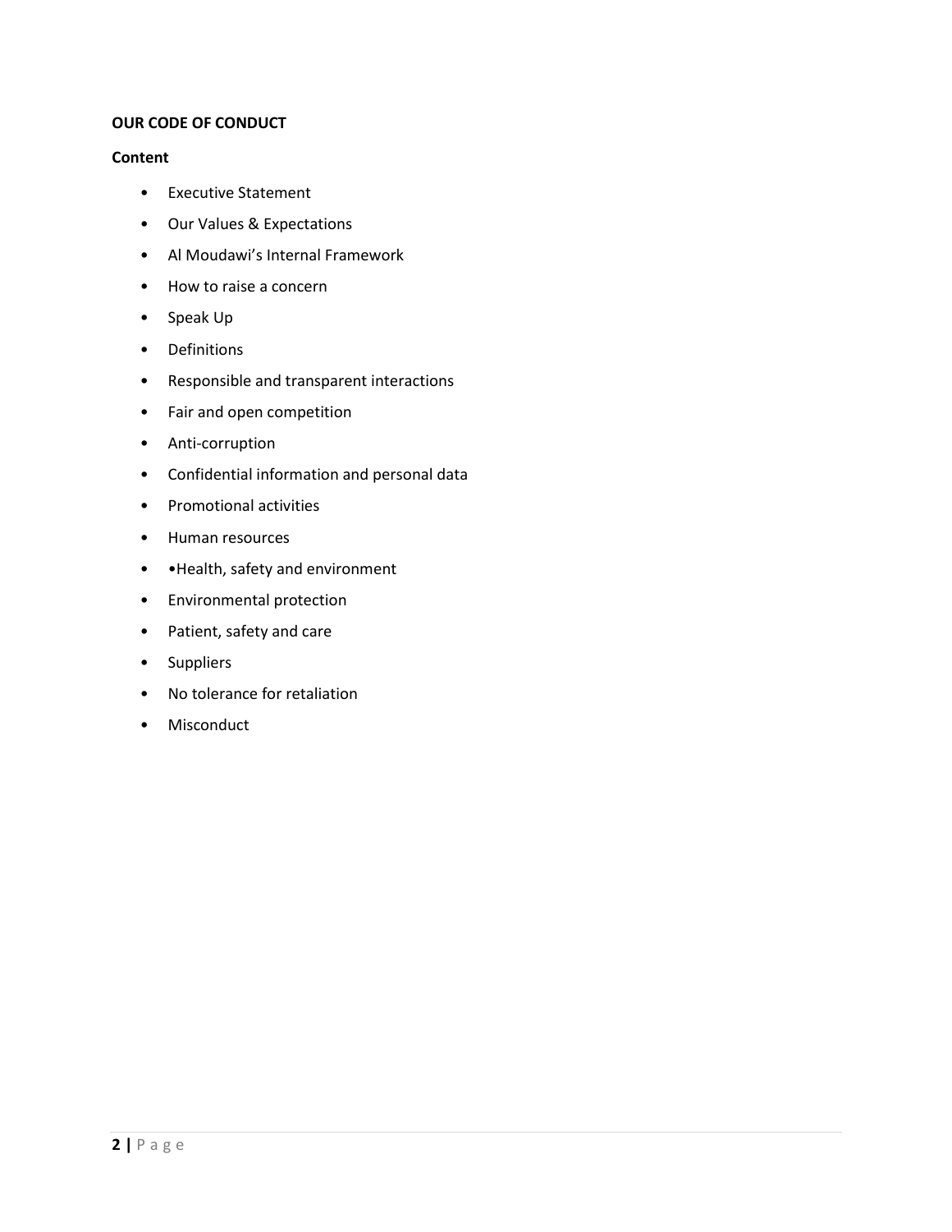**OUR CODE OF CONDUCT**

**Content**

- Executive Statement
- Our Values & Expectations
- Al Moudawi's Internal Framework
- How to raise a concern
- Speak Up
- Definitions
- Responsible and transparent interactions
- Fair and open competition
- Anti-corruption
- Confidential information and personal data
- Promotional activities
- Human resources
- •Health, safety and environment
- Environmental protection
- Patient, safety and care
- Suppliers
- No tolerance for retaliation
- Misconduct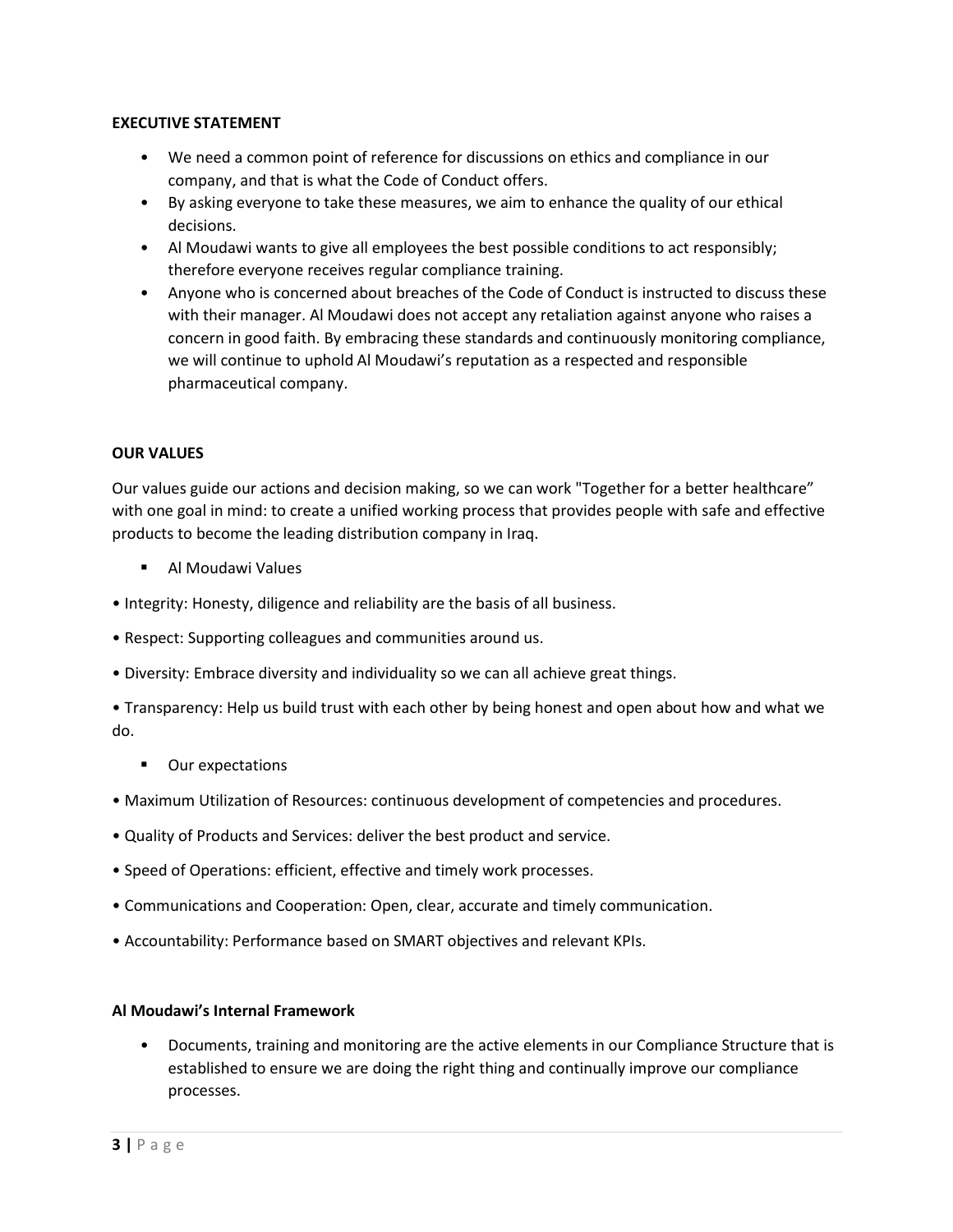**EXECUTIVE STATEMENT**

- We need a common point of reference for discussions on ethics and compliance in our company, and that is what the Code of Conduct offers.
- By asking everyone to take these measures, we aim to enhance the quality of our ethical decisions.
- Al Moudawi wants to give all employees the best possible conditions to act responsibly; therefore everyone receives regular compliance training.
- Anyone who is concerned about breaches of the Code of Conduct is instructed to discuss these with their manager. Al Moudawi does not accept any retaliation against anyone who raises a concern in good faith. By embracing these standards and continuously monitoring compliance, we will continue to uphold Al Moudawi's reputation as a respected and responsible pharmaceutical company.

**OUR VALUES**

Our values guide our actions and decision making, so we can work "Together for a better healthcare" with one goal in mind: to create a unified working process that provides people with safe and effective products to become the leading distribution company in Iraq.

- Al Moudawi Values

• Integrity: Honesty, diligence and reliability are the basis of all business.

• Respect: Supporting colleagues and communities around us.

• Diversity: Embrace diversity and individuality so we can all achieve great things.

• Transparency: Help us build trust with each other by being honest and open about how and what we do.

- Our expectations

• Maximum Utilization of Resources: continuous development of competencies and procedures.

• Quality of Products and Services: deliver the best product and service.

• Speed of Operations: efficient, effective and timely work processes.

• Communications and Cooperation: Open, clear, accurate and timely communication.

• Accountability: Performance based on SMART objectives and relevant KPIs.

**Al Moudawi's Internal Framework**

- Documents, training and monitoring are the active elements in our Compliance Structure that is established to ensure we are doing the right thing and continually improve our compliance processes.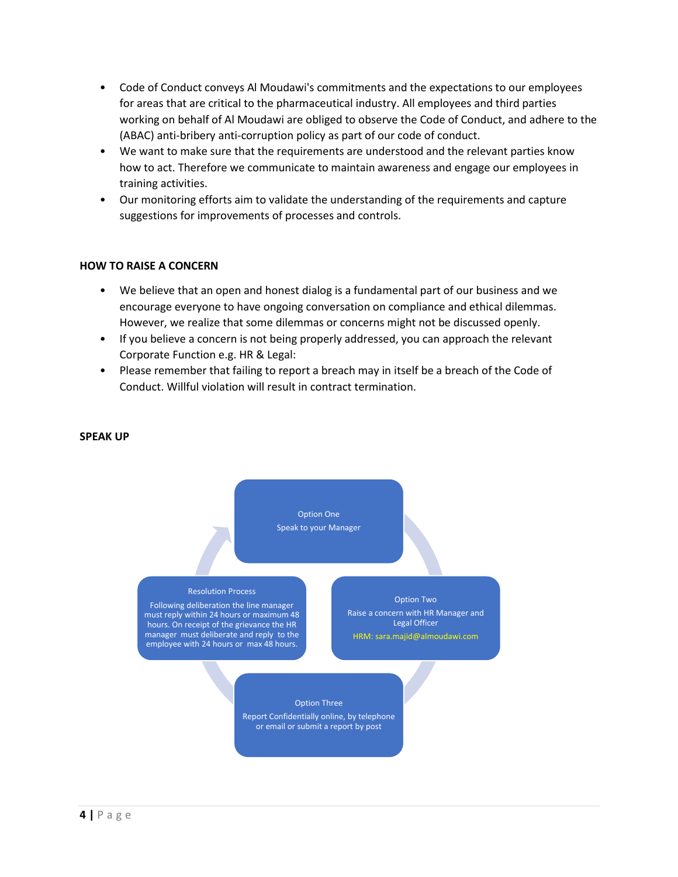- Code of Conduct conveys Al Moudawi's commitments and the expectations to our employees for areas that are critical to the pharmaceutical industry. All employees and third parties working on behalf of Al Moudawi are obliged to observe the Code of Conduct, and adhere to the (ABAC) anti-bribery anti-corruption policy as part of our code of conduct.
- We want to make sure that the requirements are understood and the relevant parties know how to act. Therefore we communicate to maintain awareness and engage our employees in training activities.
- Our monitoring efforts aim to validate the understanding of the requirements and capture suggestions for improvements of processes and controls.

## HOW TO RAISE A CONCERN

- We believe that an open and honest dialog is a fundamental part of our business and we encourage everyone to have ongoing conversation on compliance and ethical dilemmas. However, we realize that some dilemmas or concerns might not be discussed openly.
- If you believe a concern is not being properly addressed, you can approach the relevant Corporate Function e.g. HR & Legal:
- Please remember that failing to report a breach may in itself be a breach of the Code of Conduct. Willful violation will result in contract termination.

## SPEAK UP

**Option One**
Speak to your Manager

**Option Two**
Raise a concern with HR Manager and Legal Officer
HRM: sara.majid@almoudawi.com

**Option Three**
Report Confidentially online, by telephone or email or submit a report by post

**Resolution Process**
Following deliberation the line manager must reply within 24 hours or maximum 48 hours. On receipt of the grievance the HR manager must deliberate and reply to the employee with 24 hours or max 48 hours.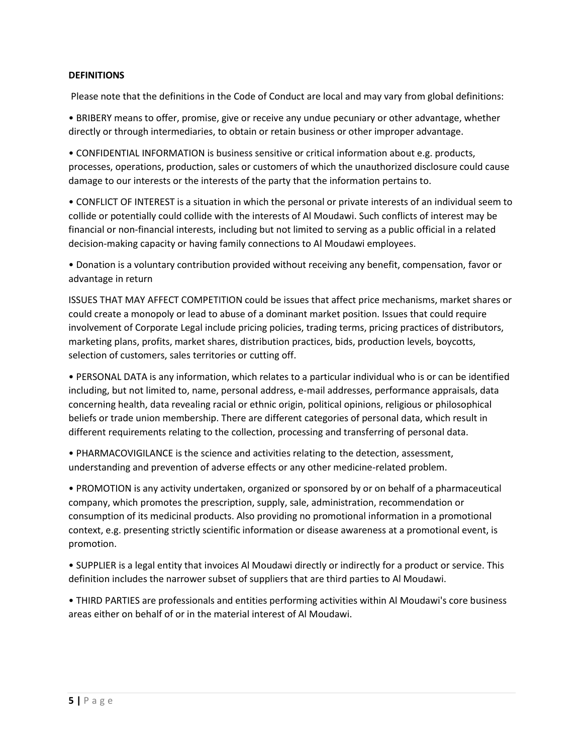**DEFINITIONS**

Please note that the definitions in the Code of Conduct are local and may vary from global definitions:

• BRIBERY means to offer, promise, give or receive any undue pecuniary or other advantage, whether directly or through intermediaries, to obtain or retain business or other improper advantage.

• CONFIDENTIAL INFORMATION is business sensitive or critical information about e.g. products, processes, operations, production, sales or customers of which the unauthorized disclosure could cause damage to our interests or the interests of the party that the information pertains to.

• CONFLICT OF INTEREST is a situation in which the personal or private interests of an individual seem to collide or potentially could collide with the interests of Al Moudawi. Such conflicts of interest may be financial or non-financial interests, including but not limited to serving as a public official in a related decision-making capacity or having family connections to Al Moudawi employees.

• Donation is a voluntary contribution provided without receiving any benefit, compensation, favor or advantage in return

ISSUES THAT MAY AFFECT COMPETITION could be issues that affect price mechanisms, market shares or could create a monopoly or lead to abuse of a dominant market position. Issues that could require involvement of Corporate Legal include pricing policies, trading terms, pricing practices of distributors, marketing plans, profits, market shares, distribution practices, bids, production levels, boycotts, selection of customers, sales territories or cutting off.

• PERSONAL DATA is any information, which relates to a particular individual who is or can be identified including, but not limited to, name, personal address, e-mail addresses, performance appraisals, data concerning health, data revealing racial or ethnic origin, political opinions, religious or philosophical beliefs or trade union membership. There are different categories of personal data, which result in different requirements relating to the collection, processing and transferring of personal data.

• PHARMACOVIGILANCE is the science and activities relating to the detection, assessment, understanding and prevention of adverse effects or any other medicine-related problem.

• PROMOTION is any activity undertaken, organized or sponsored by or on behalf of a pharmaceutical company, which promotes the prescription, supply, sale, administration, recommendation or consumption of its medicinal products. Also providing no promotional information in a promotional context, e.g. presenting strictly scientific information or disease awareness at a promotional event, is promotion.

• SUPPLIER is a legal entity that invoices Al Moudawi directly or indirectly for a product or service. This definition includes the narrower subset of suppliers that are third parties to Al Moudawi.

• THIRD PARTIES are professionals and entities performing activities within Al Moudawi's core business areas either on behalf of or in the material interest of Al Moudawi.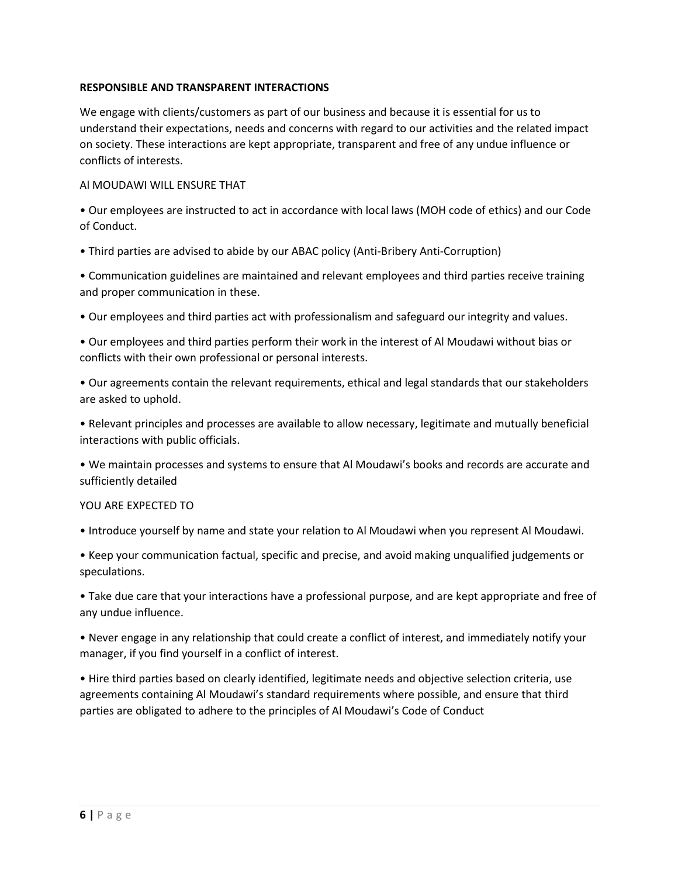**RESPONSIBLE AND TRANSPARENT INTERACTIONS**

We engage with clients/customers as part of our business and because it is essential for us to understand their expectations, needs and concerns with regard to our activities and the related impact on society. These interactions are kept appropriate, transparent and free of any undue influence or conflicts of interests.

Al MOUDAWI WILL ENSURE THAT

- Our employees are instructed to act in accordance with local laws (MOH code of ethics) and our Code of Conduct.
- Third parties are advised to abide by our ABAC policy (Anti-Bribery Anti-Corruption)
- Communication guidelines are maintained and relevant employees and third parties receive training and proper communication in these.
- Our employees and third parties act with professionalism and safeguard our integrity and values.
- Our employees and third parties perform their work in the interest of Al Moudawi without bias or conflicts with their own professional or personal interests.
- Our agreements contain the relevant requirements, ethical and legal standards that our stakeholders are asked to uphold.
- Relevant principles and processes are available to allow necessary, legitimate and mutually beneficial interactions with public officials.
- We maintain processes and systems to ensure that Al Moudawi's books and records are accurate and sufficiently detailed

YOU ARE EXPECTED TO

- Introduce yourself by name and state your relation to Al Moudawi when you represent Al Moudawi.
- Keep your communication factual, specific and precise, and avoid making unqualified judgements or speculations.
- Take due care that your interactions have a professional purpose, and are kept appropriate and free of any undue influence.
- Never engage in any relationship that could create a conflict of interest, and immediately notify your manager, if you find yourself in a conflict of interest.
- Hire third parties based on clearly identified, legitimate needs and objective selection criteria, use agreements containing Al Moudawi's standard requirements where possible, and ensure that third parties are obligated to adhere to the principles of Al Moudawi's Code of Conduct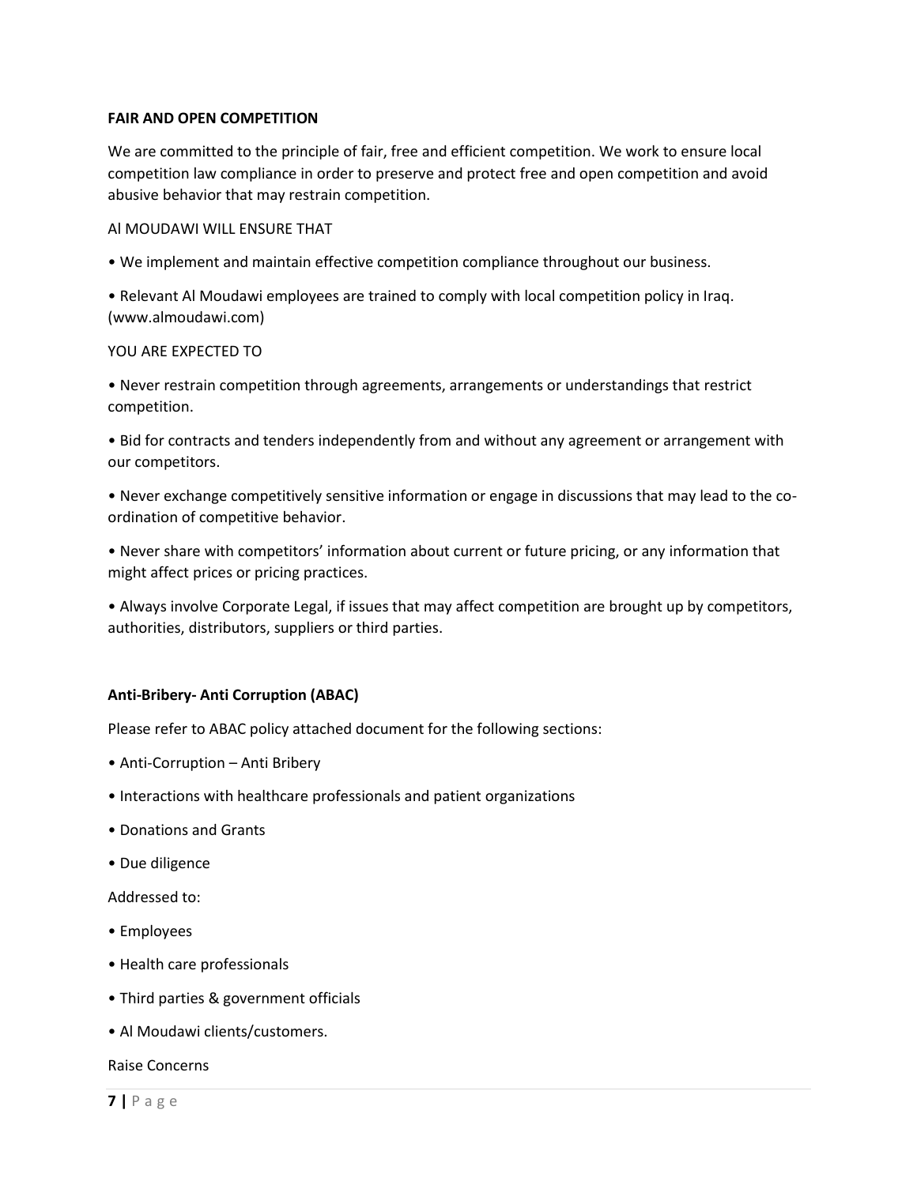**FAIR AND OPEN COMPETITION**

We are committed to the principle of fair, free and efficient competition. We work to ensure local competition law compliance in order to preserve and protect free and open competition and avoid abusive behavior that may restrain competition.

Al MOUDAWI WILL ENSURE THAT

- We implement and maintain effective competition compliance throughout our business.
- Relevant Al Moudawi employees are trained to comply with local competition policy in Iraq. (www.almoudawi.com)

YOU ARE EXPECTED TO

- Never restrain competition through agreements, arrangements or understandings that restrict competition.
- Bid for contracts and tenders independently from and without any agreement or arrangement with our competitors.
- Never exchange competitively sensitive information or engage in discussions that may lead to the co-ordination of competitive behavior.
- Never share with competitors' information about current or future pricing, or any information that might affect prices or pricing practices.
- Always involve Corporate Legal, if issues that may affect competition are brought up by competitors, authorities, distributors, suppliers or third parties.

**Anti-Bribery- Anti Corruption (ABAC)**

Please refer to ABAC policy attached document for the following sections:

- Anti-Corruption – Anti Bribery
- Interactions with healthcare professionals and patient organizations
- Donations and Grants
- Due diligence

Addressed to:

- Employees
- Health care professionals
- Third parties & government officials
- Al Moudawi clients/customers.

Raise Concerns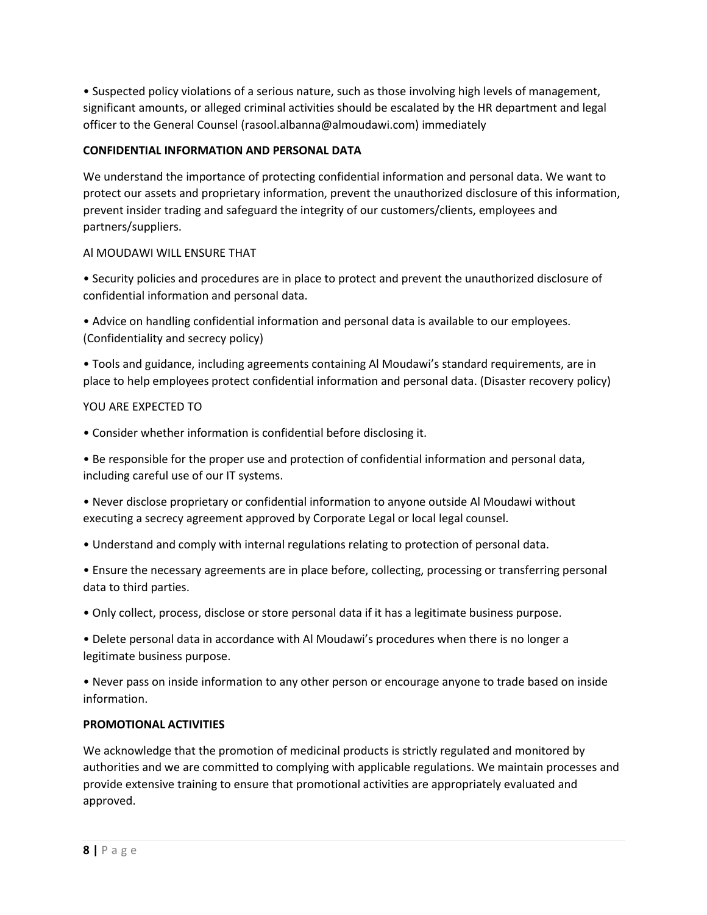• Suspected policy violations of a serious nature, such as those involving high levels of management, significant amounts, or alleged criminal activities should be escalated by the HR department and legal officer to the General Counsel (rasool.albanna@almoudawi.com) immediately

**CONFIDENTIAL INFORMATION AND PERSONAL DATA**

We understand the importance of protecting confidential information and personal data. We want to protect our assets and proprietary information, prevent the unauthorized disclosure of this information, prevent insider trading and safeguard the integrity of our customers/clients, employees and partners/suppliers.

Al MOUDAWI WILL ENSURE THAT

• Security policies and procedures are in place to protect and prevent the unauthorized disclosure of confidential information and personal data.

• Advice on handling confidential information and personal data is available to our employees. (Confidentiality and secrecy policy)

• Tools and guidance, including agreements containing Al Moudawi's standard requirements, are in place to help employees protect confidential information and personal data. (Disaster recovery policy)

YOU ARE EXPECTED TO

• Consider whether information is confidential before disclosing it.

• Be responsible for the proper use and protection of confidential information and personal data, including careful use of our IT systems.

• Never disclose proprietary or confidential information to anyone outside Al Moudawi without executing a secrecy agreement approved by Corporate Legal or local legal counsel.

• Understand and comply with internal regulations relating to protection of personal data.

• Ensure the necessary agreements are in place before, collecting, processing or transferring personal data to third parties.

• Only collect, process, disclose or store personal data if it has a legitimate business purpose.

• Delete personal data in accordance with Al Moudawi's procedures when there is no longer a legitimate business purpose.

• Never pass on inside information to any other person or encourage anyone to trade based on inside information.

**PROMOTIONAL ACTIVITIES**

We acknowledge that the promotion of medicinal products is strictly regulated and monitored by authorities and we are committed to complying with applicable regulations. We maintain processes and provide extensive training to ensure that promotional activities are appropriately evaluated and approved.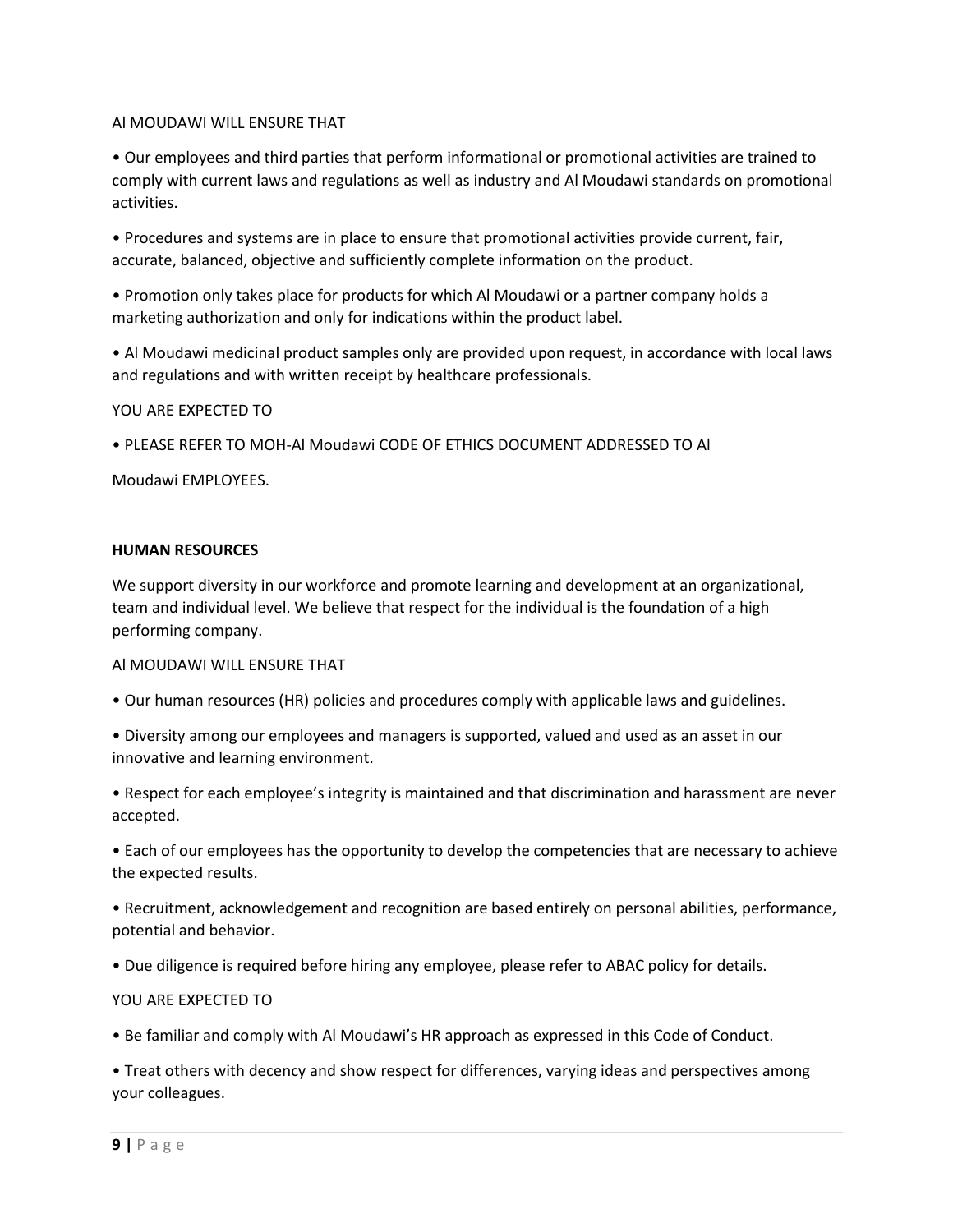Al MOUDAWI WILL ENSURE THAT

- Our employees and third parties that perform informational or promotional activities are trained to comply with current laws and regulations as well as industry and Al Moudawi standards on promotional activities.
- Procedures and systems are in place to ensure that promotional activities provide current, fair, accurate, balanced, objective and sufficiently complete information on the product.
- Promotion only takes place for products for which Al Moudawi or a partner company holds a marketing authorization and only for indications within the product label.
- Al Moudawi medicinal product samples only are provided upon request, in accordance with local laws and regulations and with written receipt by healthcare professionals.

YOU ARE EXPECTED TO

- PLEASE REFER TO MOH-Al Moudawi CODE OF ETHICS DOCUMENT ADDRESSED TO Al Moudawi EMPLOYEES.

**HUMAN RESOURCES**

We support diversity in our workforce and promote learning and development at an organizational, team and individual level. We believe that respect for the individual is the foundation of a high performing company.

Al MOUDAWI WILL ENSURE THAT

- Our human resources (HR) policies and procedures comply with applicable laws and guidelines.
- Diversity among our employees and managers is supported, valued and used as an asset in our innovative and learning environment.
- Respect for each employee's integrity is maintained and that discrimination and harassment are never accepted.
- Each of our employees has the opportunity to develop the competencies that are necessary to achieve the expected results.
- Recruitment, acknowledgement and recognition are based entirely on personal abilities, performance, potential and behavior.
- Due diligence is required before hiring any employee, please refer to ABAC policy for details.

YOU ARE EXPECTED TO

- Be familiar and comply with Al Moudawi's HR approach as expressed in this Code of Conduct.
- Treat others with decency and show respect for differences, varying ideas and perspectives among your colleagues.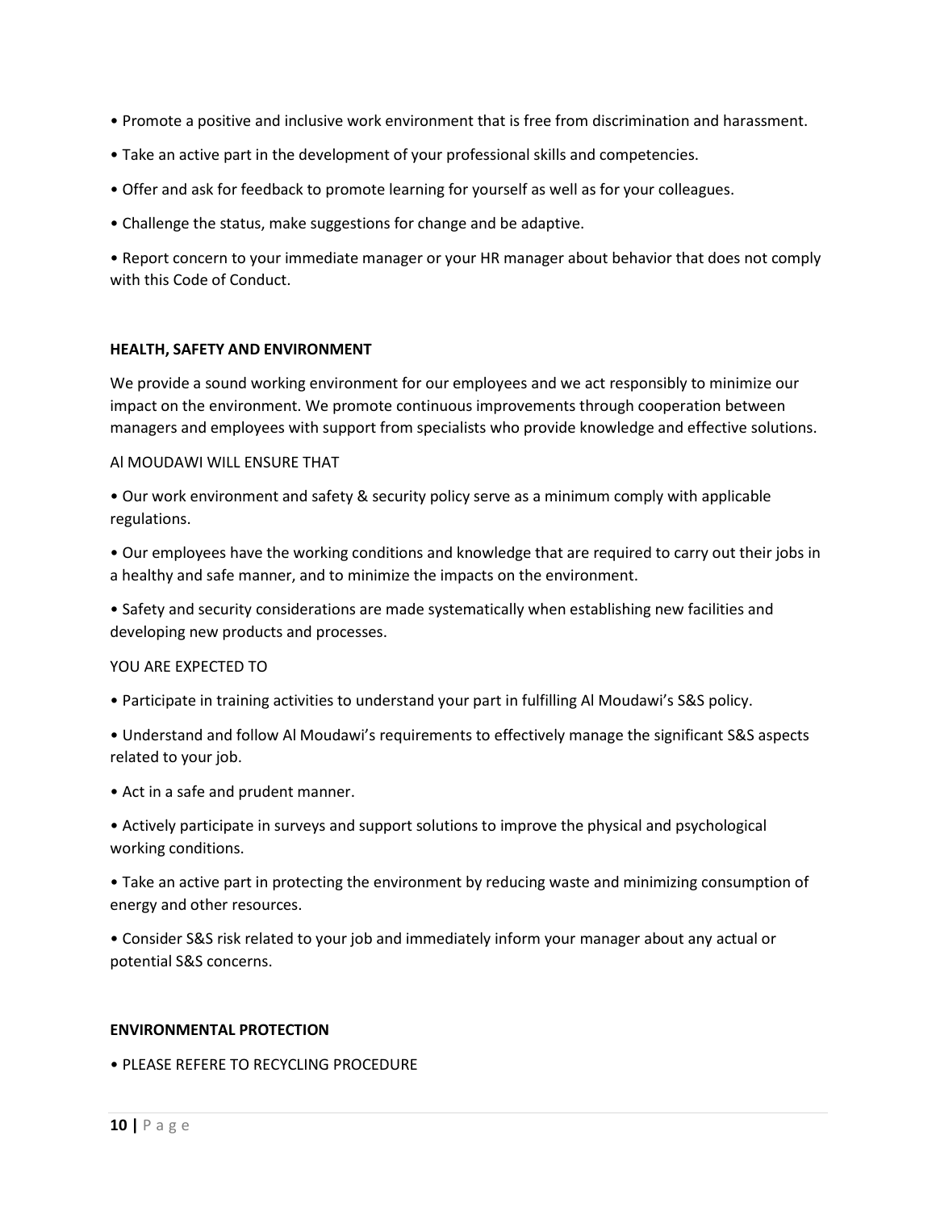- Promote a positive and inclusive work environment that is free from discrimination and harassment.
- Take an active part in the development of your professional skills and competencies.
- Offer and ask for feedback to promote learning for yourself as well as for your colleagues.
- Challenge the status, make suggestions for change and be adaptive.
- Report concern to your immediate manager or your HR manager about behavior that does not comply with this Code of Conduct.

**HEALTH, SAFETY AND ENVIRONMENT**

We provide a sound working environment for our employees and we act responsibly to minimize our impact on the environment. We promote continuous improvements through cooperation between managers and employees with support from specialists who provide knowledge and effective solutions.

Al MOUDAWI WILL ENSURE THAT

- Our work environment and safety & security policy serve as a minimum comply with applicable regulations.
- Our employees have the working conditions and knowledge that are required to carry out their jobs in a healthy and safe manner, and to minimize the impacts on the environment.
- Safety and security considerations are made systematically when establishing new facilities and developing new products and processes.

YOU ARE EXPECTED TO

- Participate in training activities to understand your part in fulfilling Al Moudawi's S&S policy.
- Understand and follow Al Moudawi's requirements to effectively manage the significant S&S aspects related to your job.
- Act in a safe and prudent manner.
- Actively participate in surveys and support solutions to improve the physical and psychological working conditions.
- Take an active part in protecting the environment by reducing waste and minimizing consumption of energy and other resources.
- Consider S&S risk related to your job and immediately inform your manager about any actual or potential S&S concerns.

**ENVIRONMENTAL PROTECTION**

- PLEASE REFERE TO RECYCLING PROCEDURE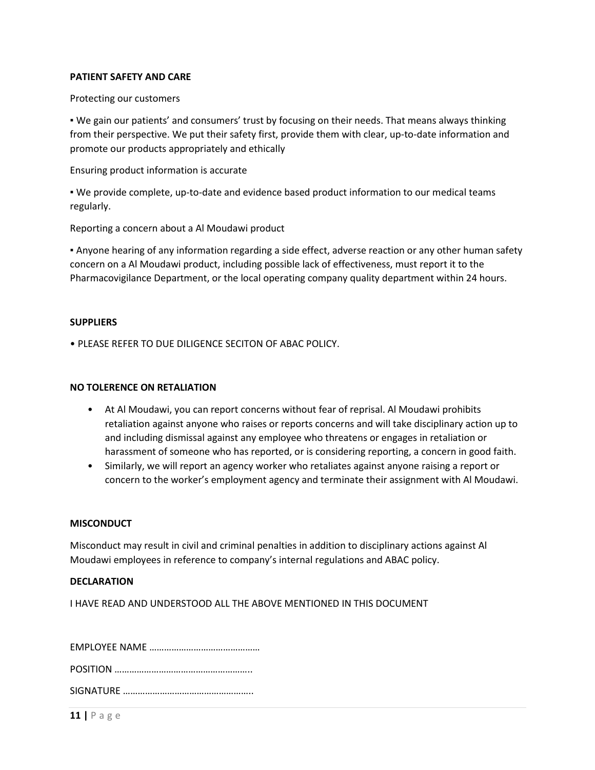**PATIENT SAFETY AND CARE**

Protecting our customers

▪ We gain our patients' and consumers' trust by focusing on their needs. That means always thinking from their perspective. We put their safety first, provide them with clear, up-to-date information and promote our products appropriately and ethically

Ensuring product information is accurate

▪ We provide complete, up-to-date and evidence based product information to our medical teams regularly.

Reporting a concern about a Al Moudawi product

▪ Anyone hearing of any information regarding a side effect, adverse reaction or any other human safety concern on a Al Moudawi product, including possible lack of effectiveness, must report it to the Pharmacovigilance Department, or the local operating company quality department within 24 hours.

**SUPPLIERS**

• PLEASE REFER TO DUE DILIGENCE SECITON OF ABAC POLICY.

**NO TOLERENCE ON RETALIATION**

- At Al Moudawi, you can report concerns without fear of reprisal. Al Moudawi prohibits retaliation against anyone who raises or reports concerns and will take disciplinary action up to and including dismissal against any employee who threatens or engages in retaliation or harassment of someone who has reported, or is considering reporting, a concern in good faith.
- Similarly, we will report an agency worker who retaliates against anyone raising a report or concern to the worker's employment agency and terminate their assignment with Al Moudawi.

**MISCONDUCT**

Misconduct may result in civil and criminal penalties in addition to disciplinary actions against Al Moudawi employees in reference to company's internal regulations and ABAC policy.

**DECLARATION**

I HAVE READ AND UNDERSTOOD ALL THE ABOVE MENTIONED IN THIS DOCUMENT

EMPLOYEE NAME ………………………………………

POSITION ………………………………………………..

SIGNATURE ……………………………………………..